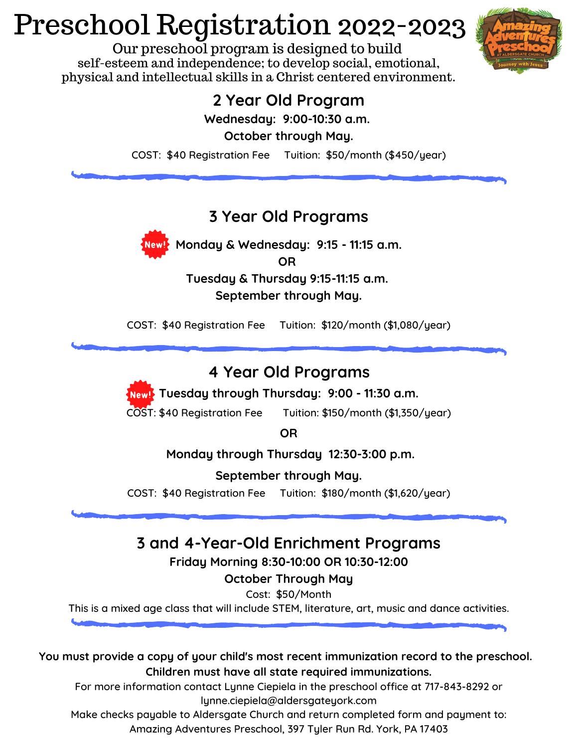# Preschool Registration 2022-2023

Our preschool program is designed to build self-esteem and independence; to develop social, emotional, physical and intellectual skills in a Christ centered environment.

## 2 Year Old Program

**Wednesday: 9:00-10:30 a.m.**

**October through May.**

COST: $40 Registration Fee     Tuition: $50/month ($450/year)

---

## 3 Year Old Programs

New! **Monday & Wednesday: 9:15 - 11:15 a.m.**

**OR**

**Tuesday & Thursday 9:15-11:15 a.m.**

**September through May.**

COST: $40 Registration Fee     Tuition: $120/month ($1,080/year)

---

## 4 Year Old Programs

New! **Tuesday through Thursday: 9:00 - 11:30 a.m.**

COST: $40 Registration Fee     Tuition: $150/month ($1,350/year)

**OR**

**Monday through Thursday 12:30-3:00 p.m.**

**September through May.**

COST: $40 Registration Fee     Tuition: $180/month ($1,620/year)

---

## 3 and 4-Year-Old Enrichment Programs

**Friday Morning 8:30-10:00 OR 10:30-12:00**

**October Through May**

Cost: $50/Month

This is a mixed age class that will include STEM, literature, art, music and dance activities.

---

**You must provide a copy of your child's most recent immunization record to the preschool. Children must have all state required immunizations.**

For more information contact Lynne Ciepiela in the preschool office at 717-843-8292 or lynne.ciepiela@aldersgateyork.com

Make checks payable to Aldersgate Church and return completed form and payment to: Amazing Adventures Preschool, 397 Tyler Run Rd. York, PA 17403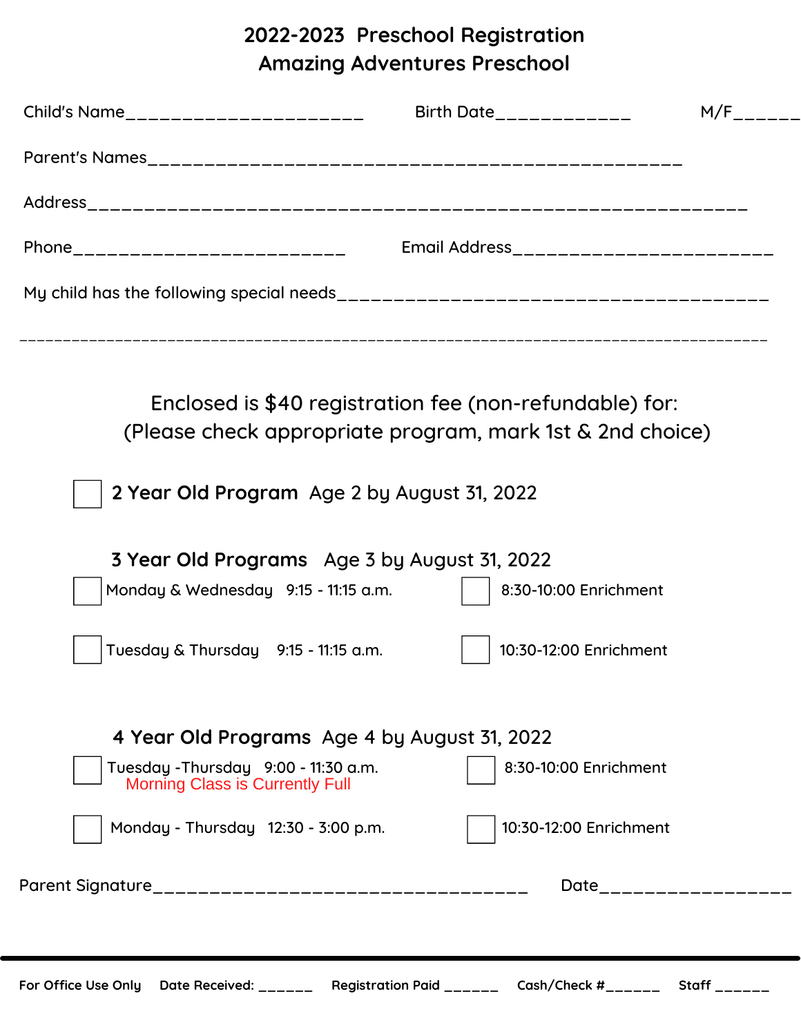# 2022-2023 Preschool Registration
# Amazing Adventures Preschool

Child's Name______________________ Birth Date____________ M/F______

Parent's Names_______________________________________________

Address____________________________________________________________

Phone________________________ Email Address_______________________

My child has the following special needs_______________________________________

______________________________________________________________________________

Enclosed is $40 registration fee (non-refundable) for:
(Please check appropriate program, mark 1st & 2nd choice)

☐ **2 Year Old Program** Age 2 by August 31, 2022

**3 Year Old Programs** Age 3 by August 31, 2022

☐ Monday & Wednesday 9:15 - 11:15 a.m. ☐ 8:30-10:00 Enrichment

☐ Tuesday & Thursday 9:15 - 11:15 a.m. ☐ 10:30-12:00 Enrichment

**4 Year Old Programs** Age 4 by August 31, 2022

☐ Tuesday -Thursday 9:00 - 11:30 a.m. ☐ 8:30-10:00 Enrichment
Morning Class is Currently Full

☐ Monday - Thursday 12:30 - 3:00 p.m. ☐ 10:30-12:00 Enrichment

Parent Signature__________________________________ Date_________________

---

**For Office Use Only** **Date Received:** ______ **Registration Paid** ______ **Cash/Check #**______ **Staff** ______